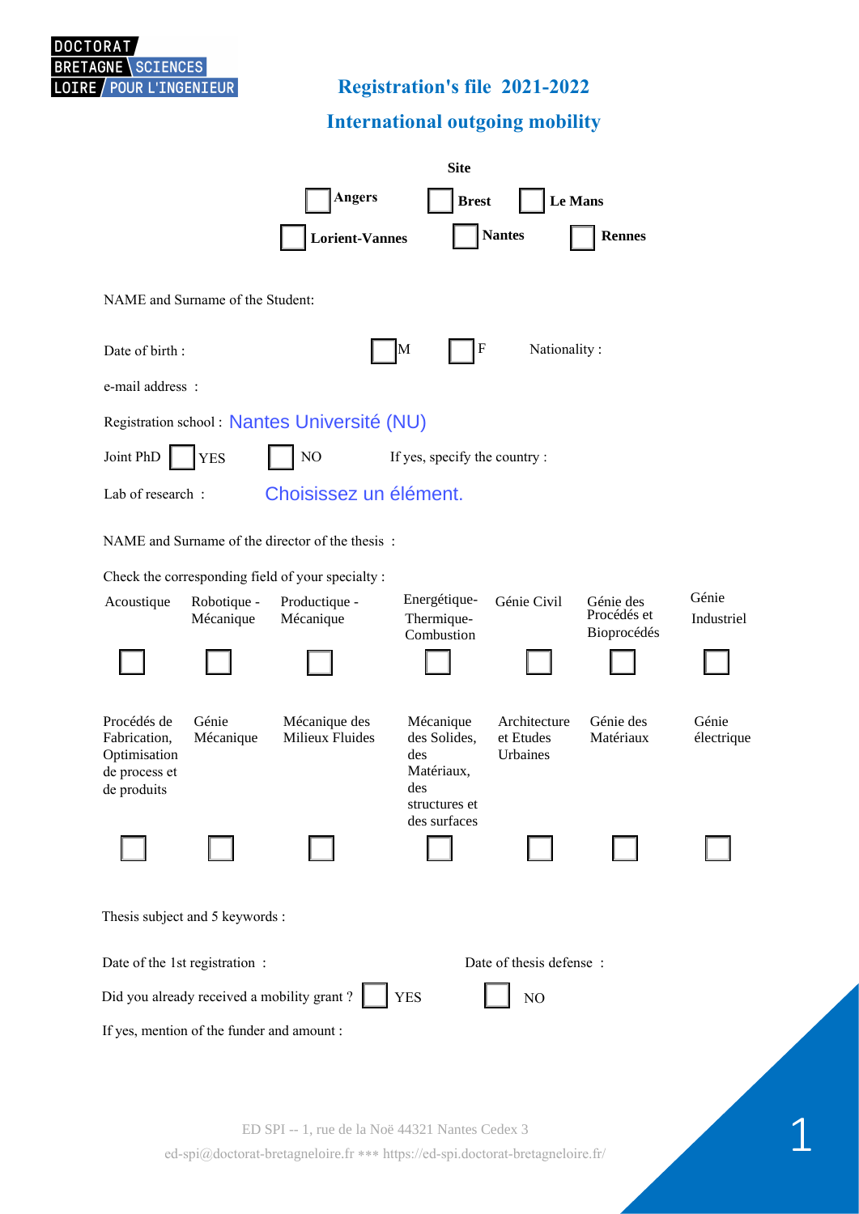DOCTORAT BRETAGNE LOIRE SCIENCES POUR L'INGENIEUR

# Registration's file 2021-2022

## International outgoing mobility

**Site**

☐ **Angers** ☐ **Brest** ☐ **Le Mans**

☐ **Lorient-Vannes** ☐ **Nantes** ☐ **Rennes**

NAME and Surname of the Student:

Date of birth : ☐ M ☐ F Nationality :

e-mail address :

Registration school : Nantes Université (NU)

Joint PhD ☐ YES ☐ NO If yes, specify the country :

Lab of research : Choisissez un élément.

NAME and Surname of the director of the thesis :

Check the corresponding field of your specialty :

| Acoustique | Robotique - Mécanique | Productique - Mécanique | Energétique-Thermique-Combustion | Génie Civil | Génie des Procédés et Bioprocédés | Génie Industriel |
|---|---|---|---|---|---|---|
| ☐ | ☐ | ☐ | ☐ | ☐ | ☐ | ☐ |
| **Procédés de Fabrication, Optimisation de process et de produits** | **Génie Mécanique** | **Mécanique des Milieux Fluides** | **Mécanique des Solides, des Matériaux, des structures et des surfaces** | **Architecture et Etudes Urbaines** | **Génie des Matériaux** | **Génie électrique** |
| ☐ | ☐ | ☐ | ☐ | ☐ | ☐ | ☐ |

Thesis subject and 5 keywords :

Date of the 1st registration : Date of thesis defense :

Did you already received a mobility grant ? ☐ YES ☐ NO

If yes, mention of the funder and amount :

ED SPI -- 1, rue de la Noë 44321 Nantes Cedex 3

ed-spi@doctorat-bretagneloire.fr *** https://ed-spi.doctorat-bretagneloire.fr/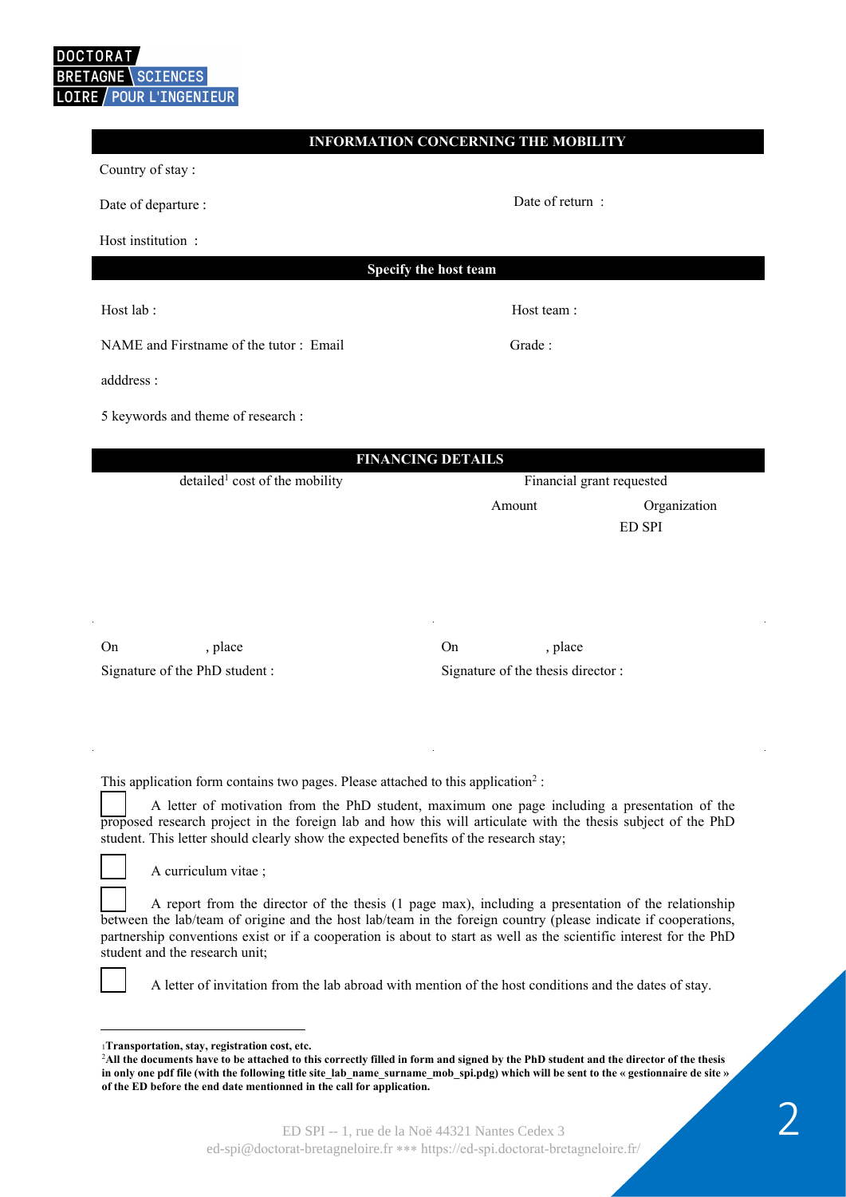DOCTORAT BRETAGNE SCIENCES LOIRE POUR L'INGENIEUR

## INFORMATION CONCERNING THE MOBILITY

Country of stay :

Date of departure : Date of return :

Host institution :

### Specify the host team

Host lab : Host team :

NAME and Firstname of the tutor : Email adddress : Grade :

5 keywords and theme of research :

## FINANCING DETAILS

| detailed[1] cost of the mobility | Financial grant requested | |
|---|---|---|
| | Amount | Organization |
| | | ED SPI |

On , place
Signature of the PhD student :

On , place
Signature of the thesis director :

This application form contains two pages. Please attached to this application[2] :

- ☐ A letter of motivation from the PhD student, maximum one page including a presentation of the proposed research project in the foreign lab and how this will articulate with the thesis subject of the PhD student. This letter should clearly show the expected benefits of the research stay;
- ☐ A curriculum vitae ;
- ☐ A report from the director of the thesis (1 page max), including a presentation of the relationship between the lab/team of origine and the host lab/team in the foreign country (please indicate if cooperations, partnership conventions exist or if a cooperation is about to start as well as the scientific interest for the PhD student and the research unit;
- ☐ A letter of invitation from the lab abroad with mention of the host conditions and the dates of stay.

---

[1] **Transportation, stay, registration cost, etc.**

[2] **All the documents have to be attached to this correctly filled in form and signed by the PhD student and the director of the thesis in only one pdf file (with the following title site_lab_name_surname_mob_spi.pdg) which will be sent to the « gestionnaire de site » of the ED before the end date mentionned in the call for application.**

ED SPI -- 1, rue de la Noë 44321 Nantes Cedex 3
ed-spi@doctorat-bretagneloire.fr *** https://ed-spi.doctorat-bretagneloire.fr/